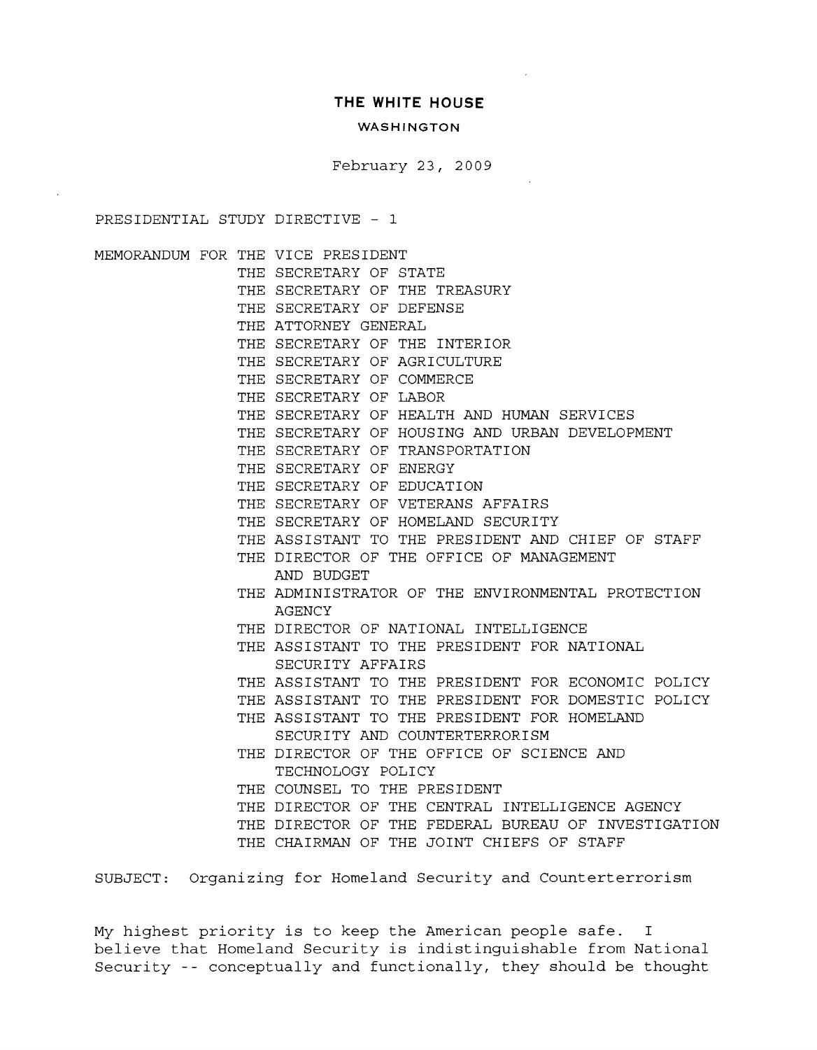**THE WHITE HOUSE**

WASHINGTON

February 23, 2009

PRESIDENTIAL STUDY DIRECTIVE - 1

MEMORANDUM FOR THE VICE PRESIDENT
THE SECRETARY OF STATE
THE SECRETARY OF THE TREASURY
THE SECRETARY OF DEFENSE
THE ATTORNEY GENERAL
THE SECRETARY OF THE INTERIOR
THE SECRETARY OF AGRICULTURE
THE SECRETARY OF COMMERCE
THE SECRETARY OF LABOR
THE SECRETARY OF HEALTH AND HUMAN SERVICES
THE SECRETARY OF HOUSING AND URBAN DEVELOPMENT
THE SECRETARY OF TRANSPORTATION
THE SECRETARY OF ENERGY
THE SECRETARY OF EDUCATION
THE SECRETARY OF VETERANS AFFAIRS
THE SECRETARY OF HOMELAND SECURITY
THE ASSISTANT TO THE PRESIDENT AND CHIEF OF STAFF
THE DIRECTOR OF THE OFFICE OF MANAGEMENT AND BUDGET
THE ADMINISTRATOR OF THE ENVIRONMENTAL PROTECTION AGENCY
THE DIRECTOR OF NATIONAL INTELLIGENCE
THE ASSISTANT TO THE PRESIDENT FOR NATIONAL SECURITY AFFAIRS
THE ASSISTANT TO THE PRESIDENT FOR ECONOMIC POLICY
THE ASSISTANT TO THE PRESIDENT FOR DOMESTIC POLICY
THE ASSISTANT TO THE PRESIDENT FOR HOMELAND SECURITY AND COUNTERTERRORISM
THE DIRECTOR OF THE OFFICE OF SCIENCE AND TECHNOLOGY POLICY
THE COUNSEL TO THE PRESIDENT
THE DIRECTOR OF THE CENTRAL INTELLIGENCE AGENCY
THE DIRECTOR OF THE FEDERAL BUREAU OF INVESTIGATION
THE CHAIRMAN OF THE JOINT CHIEFS OF STAFF

SUBJECT: Organizing for Homeland Security and Counterterrorism

My highest priority is to keep the American people safe. I believe that Homeland Security is indistinguishable from National Security -- conceptually and functionally, they should be thought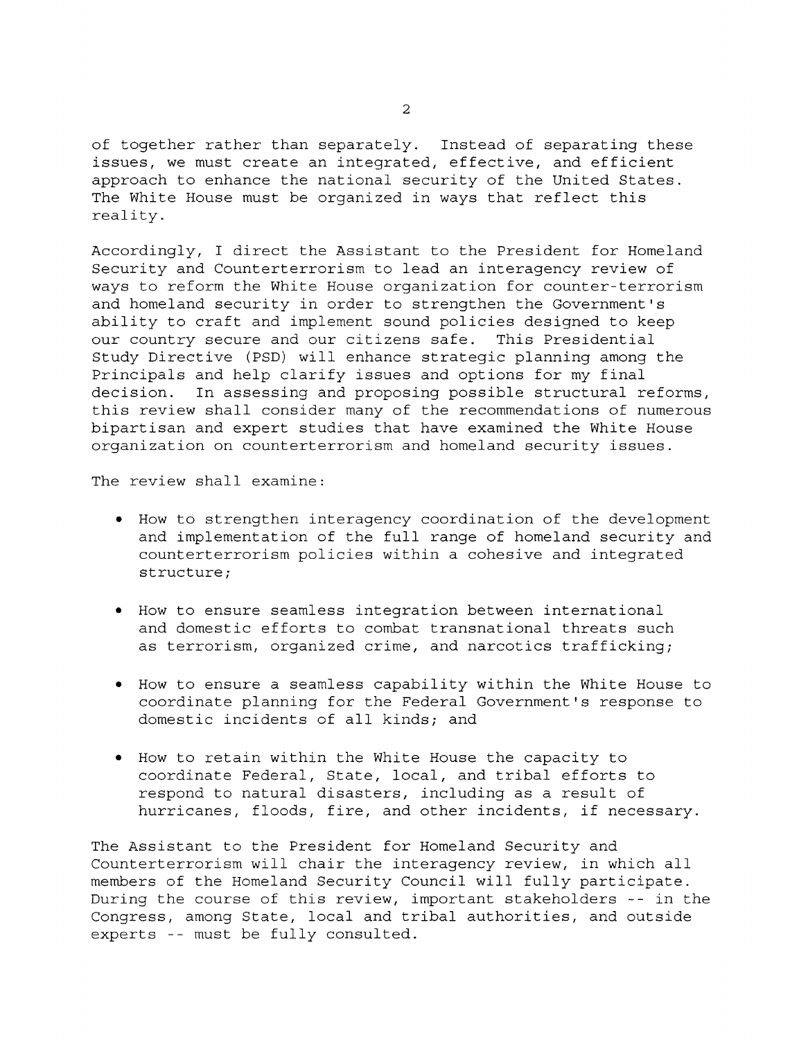of together rather than separately. Instead of separating these issues, we must create an integrated, effective, and efficient approach to enhance the national security of the United States. The White House must be organized in ways that reflect this reality.

Accordingly, I direct the Assistant to the President for Homeland Security and Counterterrorism to lead an interagency review of ways to reform the White House organization for counter-terrorism and homeland security in order to strengthen the Government's ability to craft and implement sound policies designed to keep our country secure and our citizens safe. This Presidential Study Directive (PSD) will enhance strategic planning among the Principals and help clarify issues and options for my final decision. In assessing and proposing possible structural reforms, this review shall consider many of the recommendations of numerous bipartisan and expert studies that have examined the White House organization on counterterrorism and homeland security issues.

The review shall examine:

- How to strengthen interagency coordination of the development and implementation of the full range of homeland security and counterterrorism policies within a cohesive and integrated structure;

- How to ensure seamless integration between international and domestic efforts to combat transnational threats such as terrorism, organized crime, and narcotics trafficking;

- How to ensure a seamless capability within the White House to coordinate planning for the Federal Government's response to domestic incidents of all kinds; and

- How to retain within the White House the capacity to coordinate Federal, State, local, and tribal efforts to respond to natural disasters, including as a result of hurricanes, floods, fire, and other incidents, if necessary.

The Assistant to the President for Homeland Security and Counterterrorism will chair the interagency review, in which all members of the Homeland Security Council will fully participate. During the course of this review, important stakeholders -- in the Congress, among State, local and tribal authorities, and outside experts -- must be fully consulted.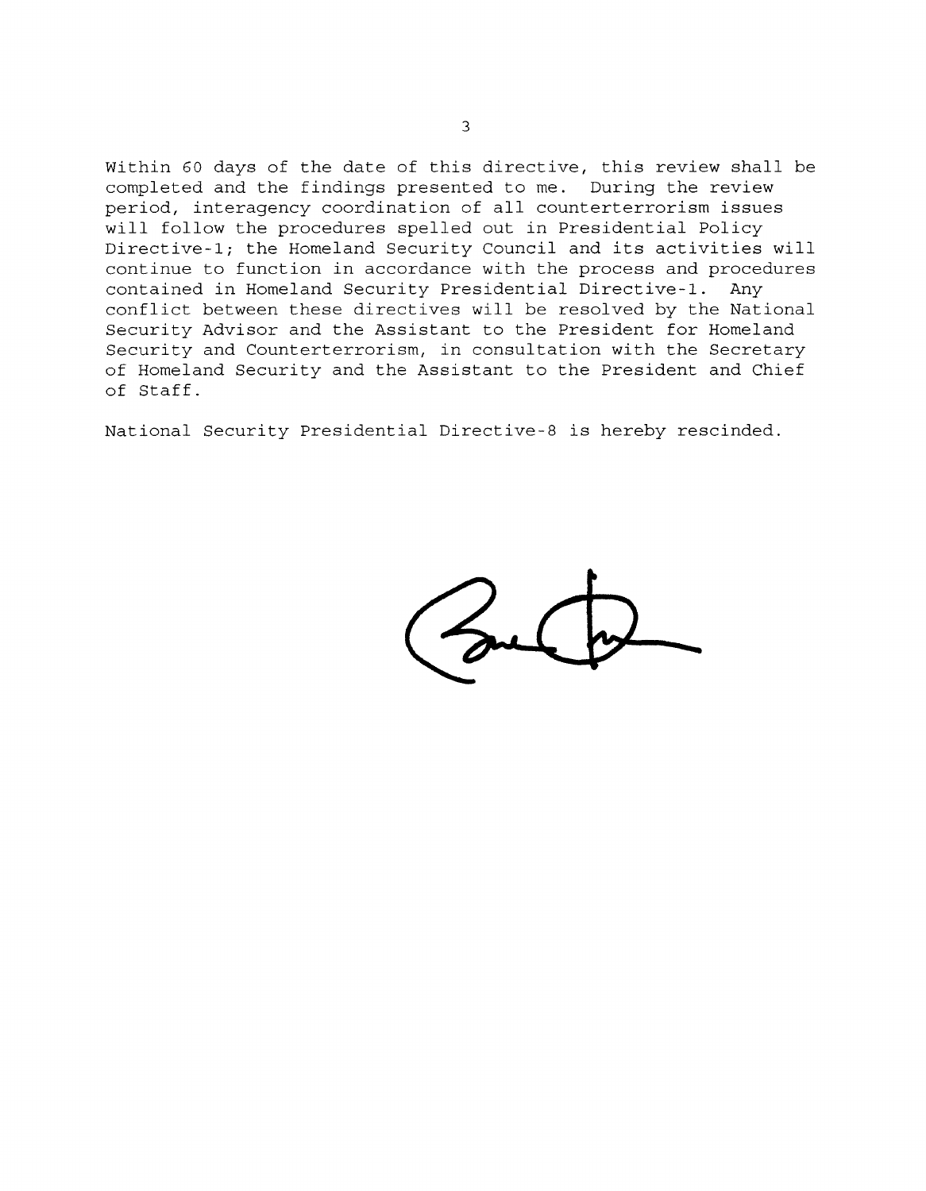Within 60 days of the date of this directive, this review shall be completed and the findings presented to me. During the review period, interagency coordination of all counterterrorism issues will follow the procedures spelled out in Presidential Policy Directive-1; the Homeland Security Council and its activities will continue to function in accordance with the process and procedures contained in Homeland Security Presidential Directive-1. Any conflict between these directives will be resolved by the National Security Advisor and the Assistant to the President for Homeland Security and Counterterrorism, in consultation with the Secretary of Homeland Security and the Assistant to the President and Chief of Staff.

National Security Presidential Directive-8 is hereby rescinded.